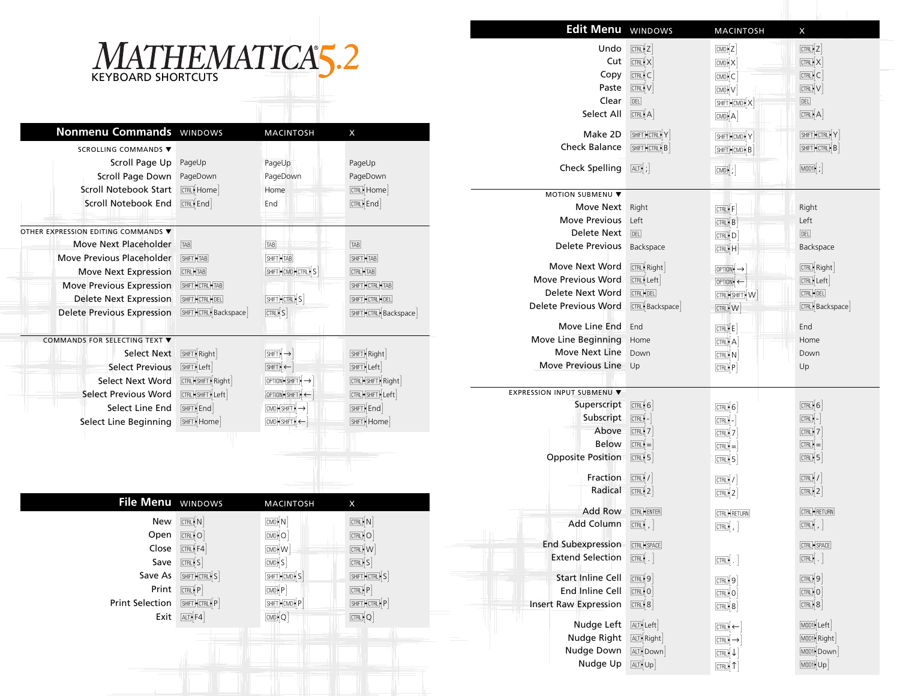# MATHEMATICA 5.2

KEYBOARD SHORTCUTS

## Nonmenu Commands

| | WINDOWS | MACINTOSH | X |
|---|---|---|---|
| **SCROLLING COMMANDS ▼** | | | |
| Scroll Page Up | PageUp | PageUp | PageUp |
| Scroll Page Down | PageDown | PageDown | PageDown |
| Scroll Notebook Start | CTRL+Home | Home | CTRL+Home |
| Scroll Notebook End | CTRL+End | End | CTRL+End |
| **OTHER EXPRESSION EDITING COMMANDS ▼** | | | |
| Move Next Placeholder | TAB | TAB | TAB |
| Move Previous Placeholder | SHIFT+TAB | SHIFT+TAB | SHIFT+TAB |
| Move Next Expression | CTRL+TAB | CTRL+TAB | CTRL+TAB |
| Move Previous Expression | SHIFT+CTRL+TAB | SHIFT+CMD+CTRL+S | SHIFT+CTRL+TAB |
| Delete Next Expression | SHIFT+CTRL+DEL | SHIFT+CTRL+S | SHIFT+CTRL+DEL |
| Delete Previous Expression | SHIFT+CTRL+Backspace | CTRL+S | SHIFT+CTRL+Backspace |
| **COMMANDS FOR SELECTING TEXT ▼** | | | |
| Select Next | SHIFT+Right | SHIFT+→ | SHIFT+Right |
| Select Previous | SHIFT+Left | SHIFT+← | SHIFT+Left |
| Select Next Word | CTRL+SHIFT+Right | OPTION+SHIFT+→ | CTRL+SHIFT+Right |
| Select Previous Word | CTRL+SHIFT+Left | OPTION+SHIFT+← | CTRL+SHIFT+Left |
| Select Line End | SHIFT+End | CMD+SHIFT+→ | SHIFT+End |
| Select Line Beginning | SHIFT+Home | CMD+SHIFT+← | SHIFT+Home |

## File Menu

| | WINDOWS | MACINTOSH | X |
|---|---|---|---|
| New | CTRL+N | CMD+N | CTRL+N |
| Open | CTRL+O | CMD+O | CTRL+O |
| Close | CTRL+F4 | CMD+W | CTRL+W |
| Save | CTRL+S | CMD+S | CTRL+S |
| Save As | SHIFT+CTRL+S | SHIFT+CMD+S | SHIFT+CTRL+S |
| Print | CTRL+P | CMD+P | CTRL+P |
| Print Selection | SHIFT+CTRL+P | SHIFT+CMD+P | SHIFT+CTRL+P |
| Exit | ALT+F4 | CMD+Q | CTRL+Q |

## Edit Menu

| | WINDOWS | MACINTOSH | X |
|---|---|---|---|
| Undo | CTRL+Z | CMD+Z | CTRL+Z |
| Cut | CTRL+X | CMD+X | CTRL+X |
| Copy | CTRL+C | CMD+C | CTRL+C |
| Paste | CTRL+V | CMD+V | CTRL+V |
| Clear | DEL | SHIFT+CMD+X | DEL |
| Select All | CTRL+A | CMD+A | CTRL+A |
| Make 2D | SHIFT+CTRL+Y | SHIFT+CMD+Y | SHIFT+CTRL+Y |
| Check Balance | SHIFT+CTRL+B | SHIFT+CMD+B | SHIFT+CTRL+B |
| Check Spelling | ALT+; | CMD+; | MOD1+; |
| **MOTION SUBMENU ▼** | | | |
| Move Next | Right | CTRL+F | Right |
| Move Previous | Left | CTRL+B | Left |
| Delete Next | DEL | CTRL+D | DEL |
| Delete Previous | Backspace | CTRL+H | Backspace |
| Move Next Word | CTRL+Right | OPTION+→ | CTRL+Right |
| Move Previous Word | CTRL+Left | OPTION+← | CTRL+Left |
| Delete Next Word | CTRL+DEL | CTRL+SHIFT+W | CTRL+DEL |
| Delete Previous Word | CTRL+Backspace | CTRL+W | CTRL+Backspace |
| Move Line End | End | CTRL+E | End |
| Move Line Beginning | Home | CTRL+A | Home |
| Move Next Line | Down | CTRL+N | Down |
| Move Previous Line | Up | CTRL+P | Up |
| **EXPRESSION INPUT SUBMENU ▼** | | | |
| Superscript | CTRL+6 | CTRL+6 | CTRL+6 |
| Subscript | CTRL+- | CTRL+- | CTRL+- |
| Above | CTRL+7 | CTRL+7 | CTRL+7 |
| Below | CTRL+= | CTRL+= | CTRL+= |
| Opposite Position | CTRL+5 | CTRL+5 | CTRL+5 |
| Fraction | CTRL+/ | CTRL+/ | CTRL+/ |
| Radical | CTRL+2 | CTRL+2 | CTRL+2 |
| Add Row | CTRL+ENTER | CTRL+RETURN | CTRL+RETURN |
| Add Column | CTRL+, | CTRL+, | CTRL+, |
| End Subexpression | CTRL+SPACE | | CTRL+SPACE |
| Extend Selection | CTRL+. | CTRL+. | CTRL+. |
| Start Inline Cell | CTRL+9 | CTRL+9 | CTRL+9 |
| End Inline Cell | CTRL+0 | CTRL+0 | CTRL+0 |
| Insert Raw Expression | CTRL+8 | CTRL+8 | CTRL+8 |
| Nudge Left | ALT+Left | CTRL+← | MOD1+Left |
| Nudge Right | ALT+Right | CTRL+→ | MOD1+Right |
| Nudge Down | ALT+Down | CTRL+↓ | MOD1+Down |
| Nudge Up | ALT+Up | CTRL+↑ | MOD1+Up |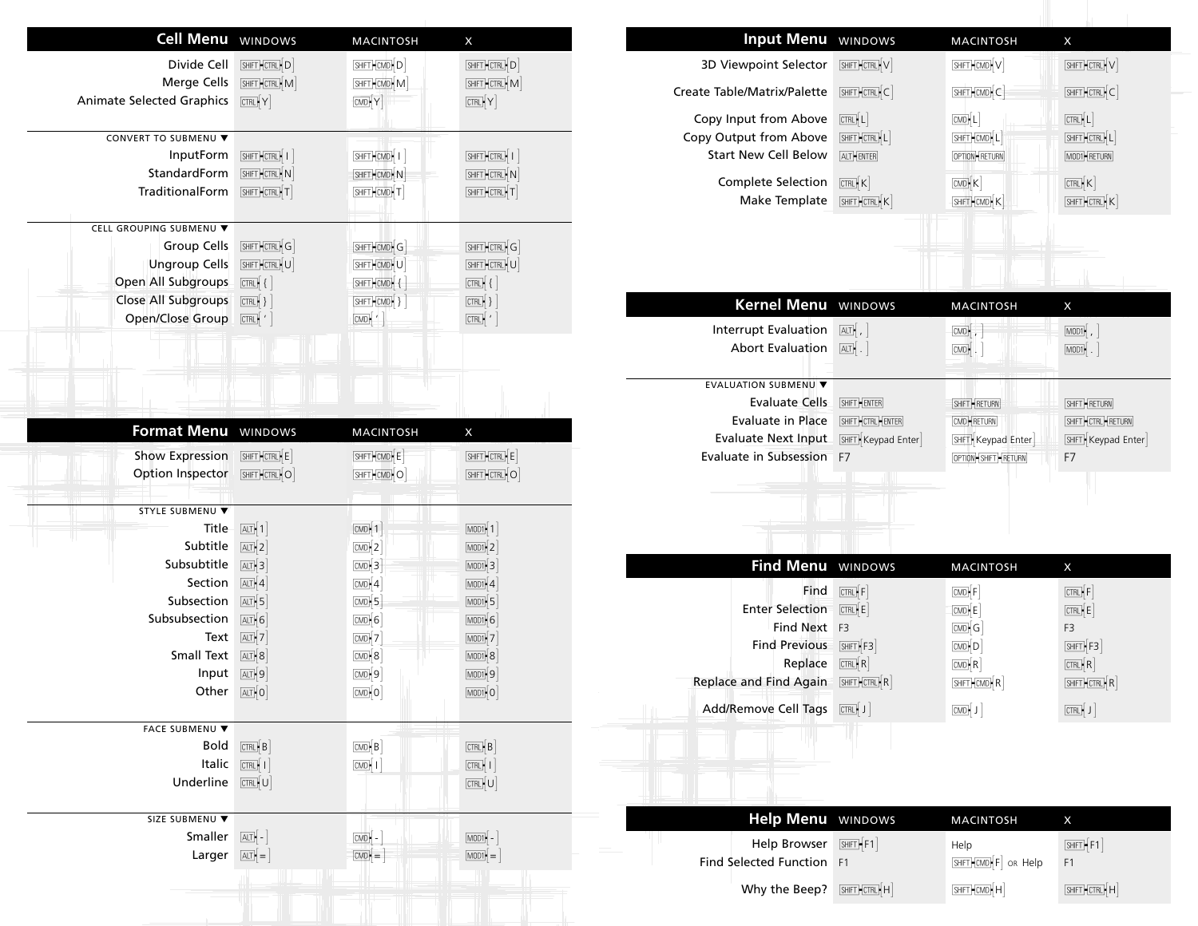## Cell Menu

| Cell Menu | WINDOWS | MACINTOSH | X |
|---|---|---|---|
| Divide Cell | SHIFT-CTRL-D | SHIFT-CMD-D | SHIFT-CTRL-D |
| Merge Cells | SHIFT-CTRL-M | SHIFT-CMD-M | SHIFT-CTRL-M |
| Animate Selected Graphics | CTRL-Y | CMD-Y | CTRL-Y |
| **CONVERT TO SUBMENU ▼** | | | |
| InputForm | SHIFT-CTRL-I | SHIFT-CMD-I | SHIFT-CTRL-I |
| StandardForm | SHIFT-CTRL-N | SHIFT-CMD-N | SHIFT-CTRL-N |
| TraditionalForm | SHIFT-CTRL-T | SHIFT-CMD-T | SHIFT-CTRL-T |
| **CELL GROUPING SUBMENU ▼** | | | |
| Group Cells | SHIFT-CTRL-G | SHIFT-CMD-G | SHIFT-CTRL-G |
| Ungroup Cells | SHIFT-CTRL-U | SHIFT-CMD-U | SHIFT-CTRL-U |
| Open All Subgroups | CTRL-{ | SHIFT-CMD-{ | CTRL-{ |
| Close All Subgroups | CTRL-} | SHIFT-CMD-} | CTRL-} |
| Open/Close Group | CTRL-' | CMD-' | CTRL-' |

## Format Menu

| Format Menu | WINDOWS | MACINTOSH | X |
|---|---|---|---|
| Show Expression | SHIFT-CTRL-E | SHIFT-CMD-E | SHIFT-CTRL-E |
| Option Inspector | SHIFT-CTRL-O | SHIFT-CMD-O | SHIFT-CTRL-O |
| **STYLE SUBMENU ▼** | | | |
| Title | ALT-1 | CMD-1 | MOD1-1 |
| Subtitle | ALT-2 | CMD-2 | MOD1-2 |
| Subsubtitle | ALT-3 | CMD-3 | MOD1-3 |
| Section | ALT-4 | CMD-4 | MOD1-4 |
| Subsection | ALT-5 | CMD-5 | MOD1-5 |
| Subsubsection | ALT-6 | CMD-6 | MOD1-6 |
| Text | ALT-7 | CMD-7 | MOD1-7 |
| Small Text | ALT-8 | CMD-8 | MOD1-8 |
| Input | ALT-9 | CMD-9 | MOD1-9 |
| Other | ALT-0 | CMD-0 | MOD1-0 |
| **FACE SUBMENU ▼** | | | |
| Bold | CTRL-B | CMD-B | CTRL-B |
| Italic | CTRL-I | CMD-I | CTRL-I |
| Underline | CTRL-U | | CTRL-U |
| **SIZE SUBMENU ▼** | | | |
| Smaller | ALT-- | CMD-- | MOD1-- |
| Larger | ALT-= | CMD-= | MOD1-= |

## Input Menu

| Input Menu | WINDOWS | MACINTOSH | X |
|---|---|---|---|
| 3D Viewpoint Selector | SHIFT-CTRL-V | SHIFT-CMD-V | SHIFT-CTRL-V |
| Create Table/Matrix/Palette | SHIFT-CTRL-C | SHIFT-CMD-C | SHIFT-CTRL-C |
| Copy Input from Above | CTRL-L | CMD-L | CTRL-L |
| Copy Output from Above | SHIFT-CTRL-L | SHIFT-CMD-L | SHIFT-CTRL-L |
| Start New Cell Below | ALT-ENTER | OPTION-RETURN | MOD1-RETURN |
| Complete Selection | CTRL-K | CMD-K | CTRL-K |
| Make Template | SHIFT-CTRL-K | SHIFT-CMD-K | SHIFT-CTRL-K |

## Kernel Menu

| Kernel Menu | WINDOWS | MACINTOSH | X |
|---|---|---|---|
| Interrupt Evaluation | ALT-, | CMD-, | MOD1-, |
| Abort Evaluation | ALT-. | CMD-. | MOD1-. |
| **EVALUATION SUBMENU ▼** | | | |
| Evaluate Cells | SHIFT-ENTER | SHIFT-RETURN | SHIFT-RETURN |
| Evaluate in Place | SHIFT-CTRL-ENTER | CMD-RETURN | SHIFT-CTRL-RETURN |
| Evaluate Next Input | SHIFT-Keypad Enter | SHIFT-Keypad Enter | SHIFT-Keypad Enter |
| Evaluate in Subsession | F7 | OPTION-SHIFT-RETURN | F7 |

## Find Menu

| Find Menu | WINDOWS | MACINTOSH | X |
|---|---|---|---|
| Find | CTRL-F | CMD-F | CTRL-F |
| Enter Selection | CTRL-E | CMD-E | CTRL-E |
| Find Next | F3 | CMD-G | F3 |
| Find Previous | SHIFT-F3 | CMD-D | SHIFT-F3 |
| Replace | CTRL-R | CMD-R | CTRL-R |
| Replace and Find Again | SHIFT-CTRL-R | SHIFT-CMD-R | SHIFT-CTRL-R |
| Add/Remove Cell Tags | CTRL-J | CMD-J | CTRL-J |

## Help Menu

| Help Menu | WINDOWS | MACINTOSH | X |
|---|---|---|---|
| Help Browser | SHIFT-F1 | Help | SHIFT-F1 |
| Find Selected Function | F1 | SHIFT-CMD-F OR Help | F1 |
| Why the Beep? | SHIFT-CTRL-H | SHIFT-CMD-H | SHIFT-CTRL-H |